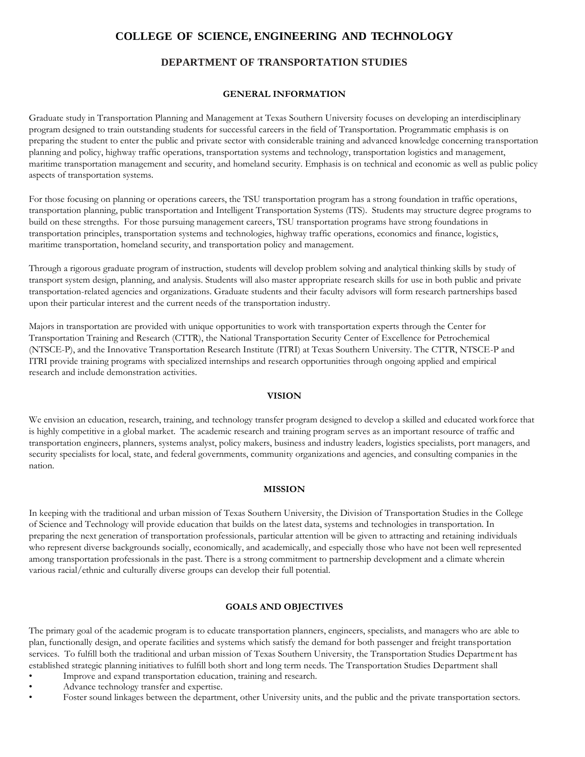# COLLEGE OF SCIENCE, ENGINEERING AND TECHNOLOGY

## DEPARTMENT OF TRANSPORTATION STUDIES

### GENERAL INFORMATION

Graduate study in Transportation Planning and Management at Texas Southern University focuses on developing an interdisciplinary program designed to train outstanding students for successful careers in the field of Transportation. Programmatic emphasis is on preparing the student to enter the public and private sector with considerable training and advanced knowledge concerning transportation planning and policy, highway traffic operations, transportation systems and technology, transportation logistics and management, maritime transportation management and security, and homeland security. Emphasis is on technical and economic as well as public policy aspects of transportation systems.

For those focusing on planning or operations careers, the TSU transportation program has a strong foundation in traffic operations, transportation planning, public transportation and Intelligent Transportation Systems (ITS). Students may structure degree programs to build on these strengths. For those pursuing management careers, TSU transportation programs have strong foundations in transportation principles, transportation systems and technologies, highway traffic operations, economics and finance, logistics, maritime transportation, homeland security, and transportation policy and management.

Through a rigorous graduate program of instruction, students will develop problem solving and analytical thinking skills by study of transport system design, planning, and analysis. Students will also master appropriate research skills for use in both public and private transportation-related agencies and organizations. Graduate students and their faculty advisors will form research partnerships based upon their particular interest and the current needs of the transportation industry.

Majors in transportation are provided with unique opportunities to work with transportation experts through the Center for Transportation Training and Research (CTTR), the National Transportation Security Center of Excellence for Petrochemical (NTSCE-P), and the Innovative Transportation Research Institute (ITRI) at Texas Southern University. The CTTR, NTSCE-P and ITRI provide training programs with specialized internships and research opportunities through ongoing applied and empirical research and include demonstration activities.

### VISION

We envision an education, research, training, and technology transfer program designed to develop a skilled and educated workforce that is highly competitive in a global market. The academic research and training program serves as an important resource of traffic and transportation engineers, planners, systems analyst, policy makers, business and industry leaders, logistics specialists, port managers, and security specialists for local, state, and federal governments, community organizations and agencies, and consulting companies in the nation.

### MISSION

In keeping with the traditional and urban mission of Texas Southern University, the Division of Transportation Studies in the College of Science and Technology will provide education that builds on the latest data, systems and technologies in transportation. In preparing the next generation of transportation professionals, particular attention will be given to attracting and retaining individuals who represent diverse backgrounds socially, economically, and academically, and especially those who have not been well represented among transportation professionals in the past. There is a strong commitment to partnership development and a climate wherein various racial/ethnic and culturally diverse groups can develop their full potential.

### GOALS AND OBJECTIVES

The primary goal of the academic program is to educate transportation planners, engineers, specialists, and managers who are able to plan, functionally design, and operate facilities and systems which satisfy the demand for both passenger and freight transportation services. To fulfill both the traditional and urban mission of Texas Southern University, the Transportation Studies Department has established strategic planning initiatives to fulfill both short and long term needs. The Transportation Studies Department shall

- Improve and expand transportation education, training and research.
- Advance technology transfer and expertise.
- Foster sound linkages between the department, other University units, and the public and the private transportation sectors.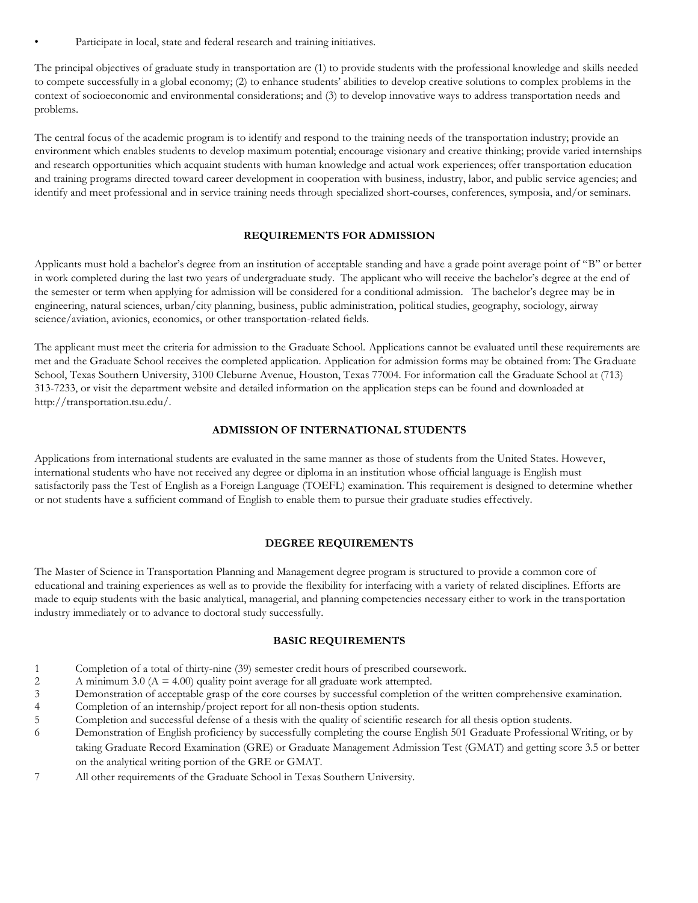- Participate in local, state and federal research and training initiatives.

The principal objectives of graduate study in transportation are (1) to provide students with the professional knowledge and skills needed to compete successfully in a global economy; (2) to enhance students' abilities to develop creative solutions to complex problems in the context of socioeconomic and environmental considerations; and (3) to develop innovative ways to address transportation needs and problems.

The central focus of the academic program is to identify and respond to the training needs of the transportation industry; provide an environment which enables students to develop maximum potential; encourage visionary and creative thinking; provide varied internships and research opportunities which acquaint students with human knowledge and actual work experiences; offer transportation education and training programs directed toward career development in cooperation with business, industry, labor, and public service agencies; and identify and meet professional and in service training needs through specialized short-courses, conferences, symposia, and/or seminars.

## REQUIREMENTS FOR ADMISSION

Applicants must hold a bachelor's degree from an institution of acceptable standing and have a grade point average point of "B" or better in work completed during the last two years of undergraduate study. The applicant who will receive the bachelor's degree at the end of the semester or term when applying for admission will be considered for a conditional admission. The bachelor's degree may be in engineering, natural sciences, urban/city planning, business, public administration, political studies, geography, sociology, airway science/aviation, avionics, economics, or other transportation-related fields.

The applicant must meet the criteria for admission to the Graduate School. Applications cannot be evaluated until these requirements are met and the Graduate School receives the completed application. Application for admission forms may be obtained from: The Graduate School, Texas Southern University, 3100 Cleburne Avenue, Houston, Texas 77004. For information call the Graduate School at (713) 313-7233, or visit the department website and detailed information on the application steps can be found and downloaded at http://transportation.tsu.edu/.

## ADMISSION OF INTERNATIONAL STUDENTS

Applications from international students are evaluated in the same manner as those of students from the United States. However, international students who have not received any degree or diploma in an institution whose official language is English must satisfactorily pass the Test of English as a Foreign Language (TOEFL) examination. This requirement is designed to determine whether or not students have a sufficient command of English to enable them to pursue their graduate studies effectively.

## DEGREE REQUIREMENTS

The Master of Science in Transportation Planning and Management degree program is structured to provide a common core of educational and training experiences as well as to provide the flexibility for interfacing with a variety of related disciplines. Efforts are made to equip students with the basic analytical, managerial, and planning competencies necessary either to work in the transportation industry immediately or to advance to doctoral study successfully.

## BASIC REQUIREMENTS

1. Completion of a total of thirty-nine (39) semester credit hours of prescribed coursework.
2. A minimum 3.0 (A = 4.00) quality point average for all graduate work attempted.
3. Demonstration of acceptable grasp of the core courses by successful completion of the written comprehensive examination.
4. Completion of an internship/project report for all non-thesis option students.
5. Completion and successful defense of a thesis with the quality of scientific research for all thesis option students.
6. Demonstration of English proficiency by successfully completing the course English 501 Graduate Professional Writing, or by taking Graduate Record Examination (GRE) or Graduate Management Admission Test (GMAT) and getting score 3.5 or better on the analytical writing portion of the GRE or GMAT.
7. All other requirements of the Graduate School in Texas Southern University.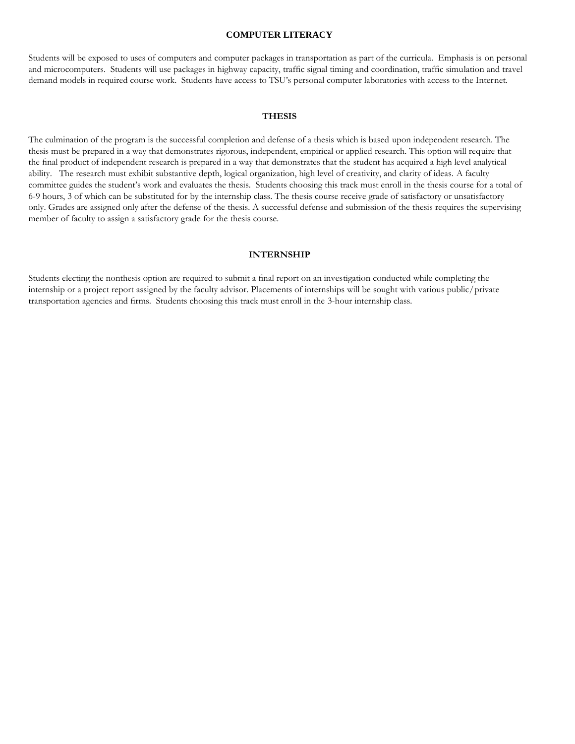## COMPUTER LITERACY

Students will be exposed to uses of computers and computer packages in transportation as part of the curricula. Emphasis is on personal and microcomputers. Students will use packages in highway capacity, traffic signal timing and coordination, traffic simulation and travel demand models in required course work. Students have access to TSU's personal computer laboratories with access to the Internet.

## THESIS

The culmination of the program is the successful completion and defense of a thesis which is based upon independent research. The thesis must be prepared in a way that demonstrates rigorous, independent, empirical or applied research. This option will require that the final product of independent research is prepared in a way that demonstrates that the student has acquired a high level analytical ability. The research must exhibit substantive depth, logical organization, high level of creativity, and clarity of ideas. A faculty committee guides the student's work and evaluates the thesis. Students choosing this track must enroll in the thesis course for a total of 6-9 hours, 3 of which can be substituted for by the internship class. The thesis course receive grade of satisfactory or unsatisfactory only. Grades are assigned only after the defense of the thesis. A successful defense and submission of the thesis requires the supervising member of faculty to assign a satisfactory grade for the thesis course.

## INTERNSHIP

Students electing the nonthesis option are required to submit a final report on an investigation conducted while completing the internship or a project report assigned by the faculty advisor. Placements of internships will be sought with various public/private transportation agencies and firms. Students choosing this track must enroll in the 3-hour internship class.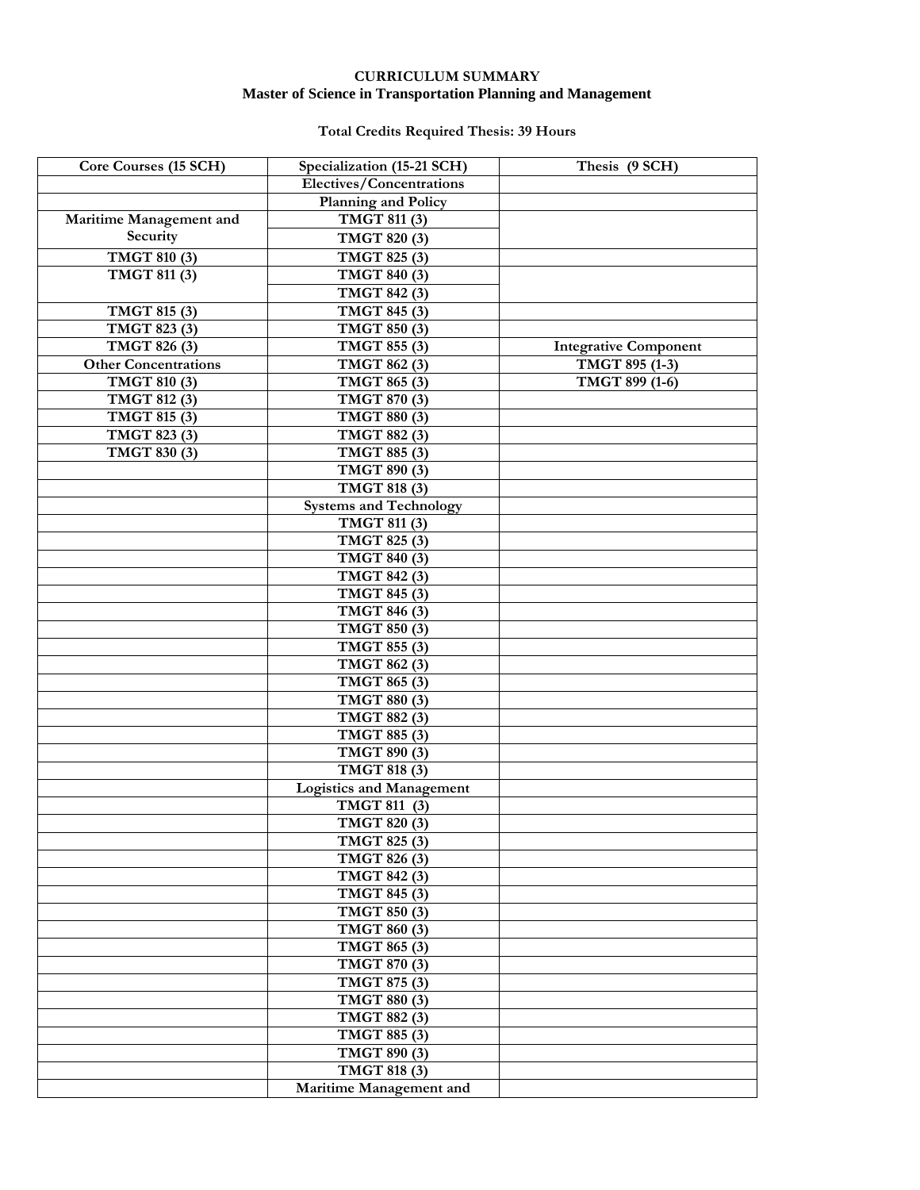**CURRICULUM SUMMARY**
**Master of Science in Transportation Planning and Management**

**Total Credits Required Thesis: 39 Hours**

| Core Courses (15 SCH) | Specialization (15-21 SCH) | Thesis (9 SCH) |
|---|---|---|
| | Electives/Concentrations | |
| | Planning and Policy | |
| Maritime Management and Security | TMGT 811 (3) | |
| | TMGT 820 (3) | |
| TMGT 810 (3) | TMGT 825 (3) | |
| TMGT 811 (3) | TMGT 840 (3) | |
| | TMGT 842 (3) | |
| TMGT 815 (3) | TMGT 845 (3) | |
| TMGT 823 (3) | TMGT 850 (3) | |
| TMGT 826 (3) | TMGT 855 (3) | Integrative Component |
| Other Concentrations | TMGT 862 (3) | TMGT 895 (1-3) |
| TMGT 810 (3) | TMGT 865 (3) | TMGT 899 (1-6) |
| TMGT 812 (3) | TMGT 870 (3) | |
| TMGT 815 (3) | TMGT 880 (3) | |
| TMGT 823 (3) | TMGT 882 (3) | |
| TMGT 830 (3) | TMGT 885 (3) | |
| | TMGT 890 (3) | |
| | TMGT 818 (3) | |
| | Systems and Technology | |
| | TMGT 811 (3) | |
| | TMGT 825 (3) | |
| | TMGT 840 (3) | |
| | TMGT 842 (3) | |
| | TMGT 845 (3) | |
| | TMGT 846 (3) | |
| | TMGT 850 (3) | |
| | TMGT 855 (3) | |
| | TMGT 862 (3) | |
| | TMGT 865 (3) | |
| | TMGT 880 (3) | |
| | TMGT 882 (3) | |
| | TMGT 885 (3) | |
| | TMGT 890 (3) | |
| | TMGT 818 (3) | |
| | Logistics and Management | |
| | TMGT 811 (3) | |
| | TMGT 820 (3) | |
| | TMGT 825 (3) | |
| | TMGT 826 (3) | |
| | TMGT 842 (3) | |
| | TMGT 845 (3) | |
| | TMGT 850 (3) | |
| | TMGT 860 (3) | |
| | TMGT 865 (3) | |
| | TMGT 870 (3) | |
| | TMGT 875 (3) | |
| | TMGT 880 (3) | |
| | TMGT 882 (3) | |
| | TMGT 885 (3) | |
| | TMGT 890 (3) | |
| | TMGT 818 (3) | |
| | Maritime Management and | |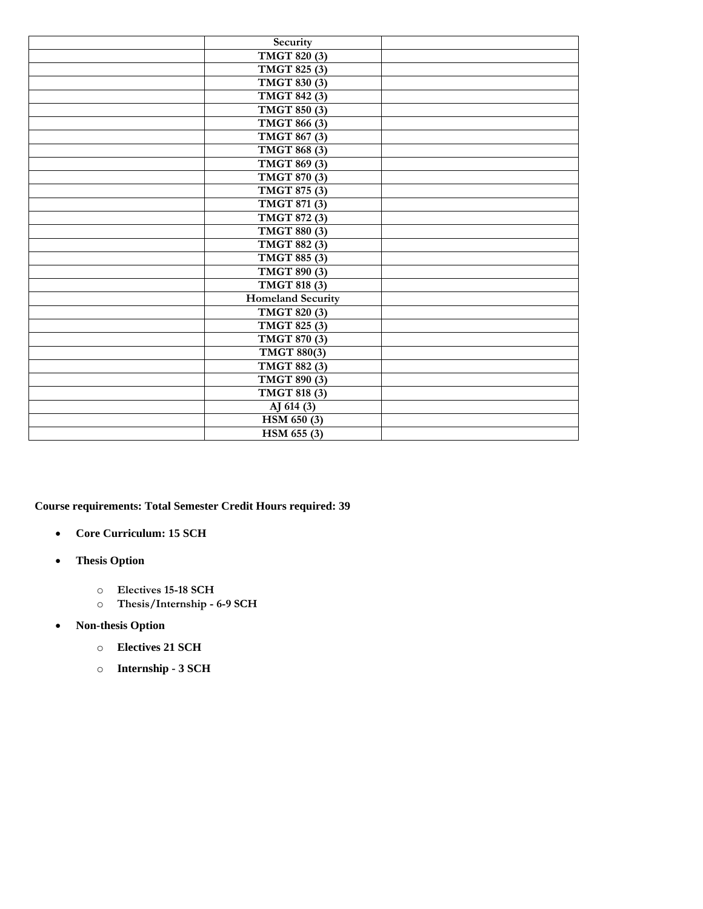| | Security | |
|---|---|---|
| | **TMGT 820 (3)** | |
| | **TMGT 825 (3)** | |
| | **TMGT 830 (3)** | |
| | **TMGT 842 (3)** | |
| | **TMGT 850 (3)** | |
| | **TMGT 866 (3)** | |
| | **TMGT 867 (3)** | |
| | **TMGT 868 (3)** | |
| | **TMGT 869 (3)** | |
| | **TMGT 870 (3)** | |
| | **TMGT 875 (3)** | |
| | **TMGT 871 (3)** | |
| | **TMGT 872 (3)** | |
| | **TMGT 880 (3)** | |
| | **TMGT 882 (3)** | |
| | **TMGT 885 (3)** | |
| | **TMGT 890 (3)** | |
| | **TMGT 818 (3)** | |
| | **Homeland Security** | |
| | **TMGT 820 (3)** | |
| | **TMGT 825 (3)** | |
| | **TMGT 870 (3)** | |
| | **TMGT 880(3)** | |
| | **TMGT 882 (3)** | |
| | **TMGT 890 (3)** | |
| | **TMGT 818 (3)** | |
| | **AJ 614 (3)** | |
| | **HSM 650 (3)** | |
| | **HSM 655 (3)** | |

**Course requirements: Total Semester Credit Hours required: 39**

- **Core Curriculum: 15 SCH**
- **Thesis Option**
  - **Electives 15-18 SCH**
  - **Thesis/Internship - 6-9 SCH**
- **Non-thesis Option**
  - **Electives 21 SCH**
  - **Internship - 3 SCH**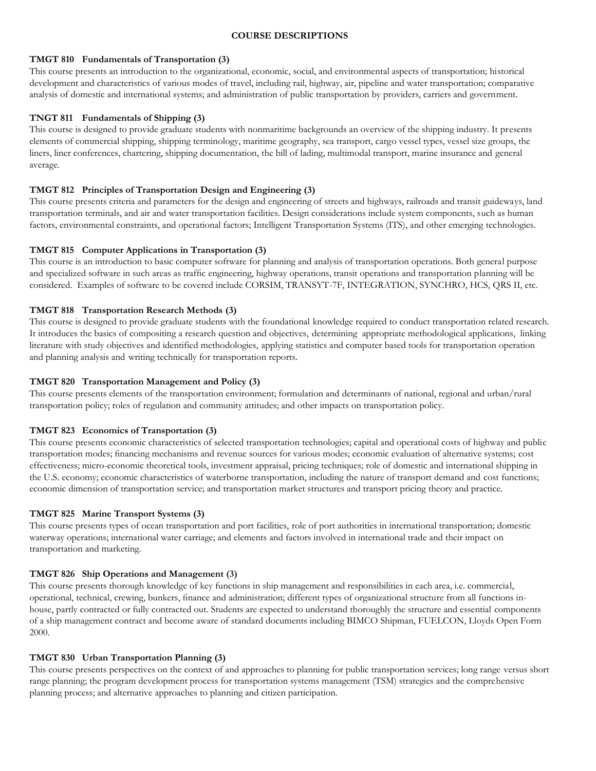## COURSE DESCRIPTIONS

### TMGT 810 Fundamentals of Transportation (3)

This course presents an introduction to the organizational, economic, social, and environmental aspects of transportation; historical development and characteristics of various modes of travel, including rail, highway, air, pipeline and water transportation; comparative analysis of domestic and international systems; and administration of public transportation by providers, carriers and government.

### TNGT 811 Fundamentals of Shipping (3)

This course is designed to provide graduate students with nonmaritime backgrounds an overview of the shipping industry. It presents elements of commercial shipping, shipping terminology, maritime geography, sea transport, cargo vessel types, vessel size groups, the liners, liner conferences, chartering, shipping documentation, the bill of lading, multimodal transport, marine insurance and general average.

### TMGT 812 Principles of Transportation Design and Engineering (3)

This course presents criteria and parameters for the design and engineering of streets and highways, railroads and transit guideways, land transportation terminals, and air and water transportation facilities. Design considerations include system components, such as human factors, environmental constraints, and operational factors; Intelligent Transportation Systems (ITS), and other emerging technologies.

### TMGT 815 Computer Applications in Transportation (3)

This course is an introduction to basic computer software for planning and analysis of transportation operations. Both general purpose and specialized software in such areas as traffic engineering, highway operations, transit operations and transportation planning will be considered. Examples of software to be covered include CORSIM, TRANSYT-7F, INTEGRATION, SYNCHRO, HCS, QRS II, etc.

### TMGT 818 Transportation Research Methods (3)

This course is designed to provide graduate students with the foundational knowledge required to conduct transportation related research. It introduces the basics of compositing a research question and objectives, determining appropriate methodological applications, linking literature with study objectives and identified methodologies, applying statistics and computer based tools for transportation operation and planning analysis and writing technically for transportation reports.

### TMGT 820 Transportation Management and Policy (3)

This course presents elements of the transportation environment; formulation and determinants of national, regional and urban/rural transportation policy; roles of regulation and community attitudes; and other impacts on transportation policy.

### TMGT 823 Economics of Transportation (3)

This course presents economic characteristics of selected transportation technologies; capital and operational costs of highway and public transportation modes; financing mechanisms and revenue sources for various modes; economic evaluation of alternative systems; cost effectiveness; micro-economic theoretical tools, investment appraisal, pricing techniques; role of domestic and international shipping in the U.S. economy; economic characteristics of waterborne transportation, including the nature of transport demand and cost functions; economic dimension of transportation service; and transportation market structures and transport pricing theory and practice.

### TMGT 825 Marine Transport Systems (3)

This course presents types of ocean transportation and port facilities, role of port authorities in international transportation; domestic waterway operations; international water carriage; and elements and factors involved in international trade and their impact on transportation and marketing.

### TMGT 826 Ship Operations and Management (3)

This course presents thorough knowledge of key functions in ship management and responsibilities in each area, i.e. commercial, operational, technical, crewing, bunkers, finance and administration; different types of organizational structure from all functions in-house, partly contracted or fully contracted out. Students are expected to understand thoroughly the structure and essential components of a ship management contract and become aware of standard documents including BIMCO Shipman, FUELCON, Lloyds Open Form 2000.

### TMGT 830 Urban Transportation Planning (3)

This course presents perspectives on the context of and approaches to planning for public transportation services; long range versus short range planning; the program development process for transportation systems management (TSM) strategies and the comprehensive planning process; and alternative approaches to planning and citizen participation.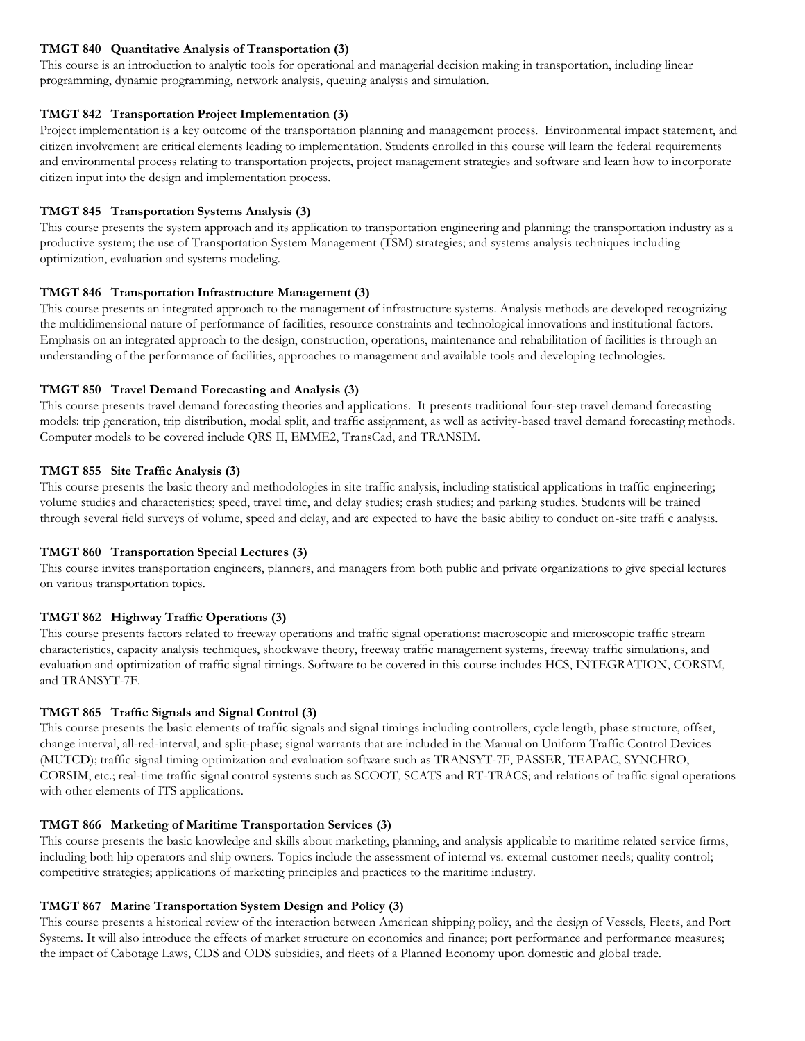**TMGT 840 Quantitative Analysis of Transportation (3)**
This course is an introduction to analytic tools for operational and managerial decision making in transportation, including linear programming, dynamic programming, network analysis, queuing analysis and simulation.

**TMGT 842 Transportation Project Implementation (3)**
Project implementation is a key outcome of the transportation planning and management process. Environmental impact statement, and citizen involvement are critical elements leading to implementation. Students enrolled in this course will learn the federal requirements and environmental process relating to transportation projects, project management strategies and software and learn how to incorporate citizen input into the design and implementation process.

**TMGT 845 Transportation Systems Analysis (3)**
This course presents the system approach and its application to transportation engineering and planning; the transportation industry as a productive system; the use of Transportation System Management (TSM) strategies; and systems analysis techniques including optimization, evaluation and systems modeling.

**TMGT 846 Transportation Infrastructure Management (3)**
This course presents an integrated approach to the management of infrastructure systems. Analysis methods are developed recognizing the multidimensional nature of performance of facilities, resource constraints and technological innovations and institutional factors. Emphasis on an integrated approach to the design, construction, operations, maintenance and rehabilitation of facilities is through an understanding of the performance of facilities, approaches to management and available tools and developing technologies.

**TMGT 850 Travel Demand Forecasting and Analysis (3)**
This course presents travel demand forecasting theories and applications. It presents traditional four-step travel demand forecasting models: trip generation, trip distribution, modal split, and traffic assignment, as well as activity-based travel demand forecasting methods. Computer models to be covered include QRS II, EMME2, TransCad, and TRANSIM.

**TMGT 855 Site Traffic Analysis (3)**
This course presents the basic theory and methodologies in site traffic analysis, including statistical applications in traffic engineering; volume studies and characteristics; speed, travel time, and delay studies; crash studies; and parking studies. Students will be trained through several field surveys of volume, speed and delay, and are expected to have the basic ability to conduct on-site traffi c analysis.

**TMGT 860 Transportation Special Lectures (3)**
This course invites transportation engineers, planners, and managers from both public and private organizations to give special lectures on various transportation topics.

**TMGT 862 Highway Traffic Operations (3)**
This course presents factors related to freeway operations and traffic signal operations: macroscopic and microscopic traffic stream characteristics, capacity analysis techniques, shockwave theory, freeway traffic management systems, freeway traffic simulations, and evaluation and optimization of traffic signal timings. Software to be covered in this course includes HCS, INTEGRATION, CORSIM, and TRANSYT-7F.

**TMGT 865 Traffic Signals and Signal Control (3)**
This course presents the basic elements of traffic signals and signal timings including controllers, cycle length, phase structure, offset, change interval, all-red-interval, and split-phase; signal warrants that are included in the Manual on Uniform Traffic Control Devices (MUTCD); traffic signal timing optimization and evaluation software such as TRANSYT-7F, PASSER, TEAPAC, SYNCHRO, CORSIM, etc.; real-time traffic signal control systems such as SCOOT, SCATS and RT-TRACS; and relations of traffic signal operations with other elements of ITS applications.

**TMGT 866 Marketing of Maritime Transportation Services (3)**
This course presents the basic knowledge and skills about marketing, planning, and analysis applicable to maritime related service firms, including both hip operators and ship owners. Topics include the assessment of internal vs. external customer needs; quality control; competitive strategies; applications of marketing principles and practices to the maritime industry.

**TMGT 867 Marine Transportation System Design and Policy (3)**
This course presents a historical review of the interaction between American shipping policy, and the design of Vessels, Fleets, and Port Systems. It will also introduce the effects of market structure on economics and finance; port performance and performance measures; the impact of Cabotage Laws, CDS and ODS subsidies, and fleets of a Planned Economy upon domestic and global trade.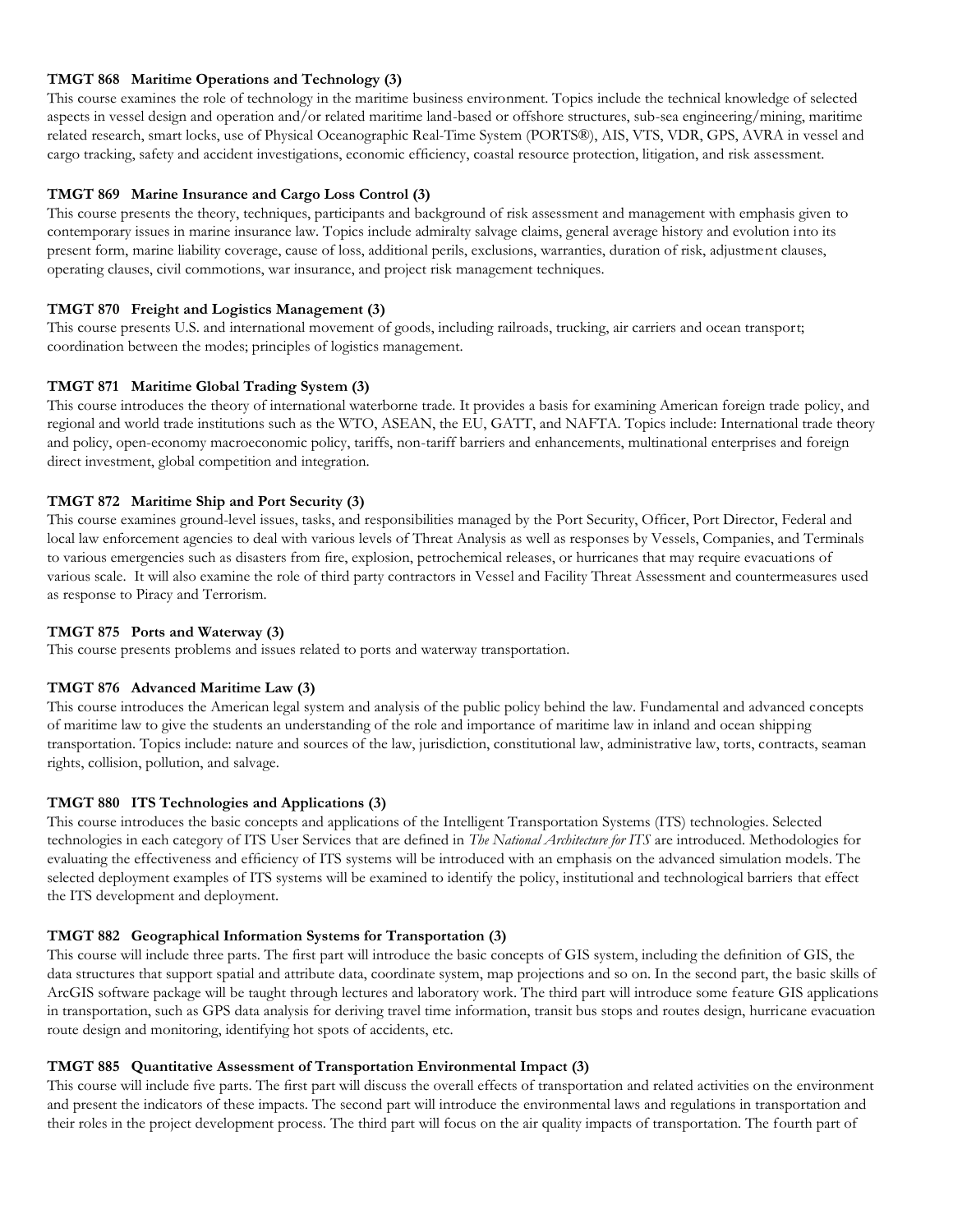**TMGT 868 Maritime Operations and Technology (3)**
This course examines the role of technology in the maritime business environment. Topics include the technical knowledge of selected aspects in vessel design and operation and/or related maritime land-based or offshore structures, sub-sea engineering/mining, maritime related research, smart locks, use of Physical Oceanographic Real-Time System (PORTS®), AIS, VTS, VDR, GPS, AVRA in vessel and cargo tracking, safety and accident investigations, economic efficiency, coastal resource protection, litigation, and risk assessment.

**TMGT 869 Marine Insurance and Cargo Loss Control (3)**
This course presents the theory, techniques, participants and background of risk assessment and management with emphasis given to contemporary issues in marine insurance law. Topics include admiralty salvage claims, general average history and evolution into its present form, marine liability coverage, cause of loss, additional perils, exclusions, warranties, duration of risk, adjustment clauses, operating clauses, civil commotions, war insurance, and project risk management techniques.

**TMGT 870 Freight and Logistics Management (3)**
This course presents U.S. and international movement of goods, including railroads, trucking, air carriers and ocean transport; coordination between the modes; principles of logistics management.

**TMGT 871 Maritime Global Trading System (3)**
This course introduces the theory of international waterborne trade. It provides a basis for examining American foreign trade policy, and regional and world trade institutions such as the WTO, ASEAN, the EU, GATT, and NAFTA. Topics include: International trade theory and policy, open-economy macroeconomic policy, tariffs, non-tariff barriers and enhancements, multinational enterprises and foreign direct investment, global competition and integration.

**TMGT 872 Maritime Ship and Port Security (3)**
This course examines ground-level issues, tasks, and responsibilities managed by the Port Security, Officer, Port Director, Federal and local law enforcement agencies to deal with various levels of Threat Analysis as well as responses by Vessels, Companies, and Terminals to various emergencies such as disasters from fire, explosion, petrochemical releases, or hurricanes that may require evacuations of various scale. It will also examine the role of third party contractors in Vessel and Facility Threat Assessment and countermeasures used as response to Piracy and Terrorism.

**TMGT 875 Ports and Waterway (3)**
This course presents problems and issues related to ports and waterway transportation.

**TMGT 876 Advanced Maritime Law (3)**
This course introduces the American legal system and analysis of the public policy behind the law. Fundamental and advanced concepts of maritime law to give the students an understanding of the role and importance of maritime law in inland and ocean shipping transportation. Topics include: nature and sources of the law, jurisdiction, constitutional law, administrative law, torts, contracts, seaman rights, collision, pollution, and salvage.

**TMGT 880 ITS Technologies and Applications (3)**
This course introduces the basic concepts and applications of the Intelligent Transportation Systems (ITS) technologies. Selected technologies in each category of ITS User Services that are defined in *The National Architecture for ITS* are introduced. Methodologies for evaluating the effectiveness and efficiency of ITS systems will be introduced with an emphasis on the advanced simulation models. The selected deployment examples of ITS systems will be examined to identify the policy, institutional and technological barriers that effect the ITS development and deployment.

**TMGT 882 Geographical Information Systems for Transportation (3)**
This course will include three parts. The first part will introduce the basic concepts of GIS system, including the definition of GIS, the data structures that support spatial and attribute data, coordinate system, map projections and so on. In the second part, the basic skills of ArcGIS software package will be taught through lectures and laboratory work. The third part will introduce some feature GIS applications in transportation, such as GPS data analysis for deriving travel time information, transit bus stops and routes design, hurricane evacuation route design and monitoring, identifying hot spots of accidents, etc.

**TMGT 885 Quantitative Assessment of Transportation Environmental Impact (3)**
This course will include five parts. The first part will discuss the overall effects of transportation and related activities on the environment and present the indicators of these impacts. The second part will introduce the environmental laws and regulations in transportation and their roles in the project development process. The third part will focus on the air quality impacts of transportation. The fourth part of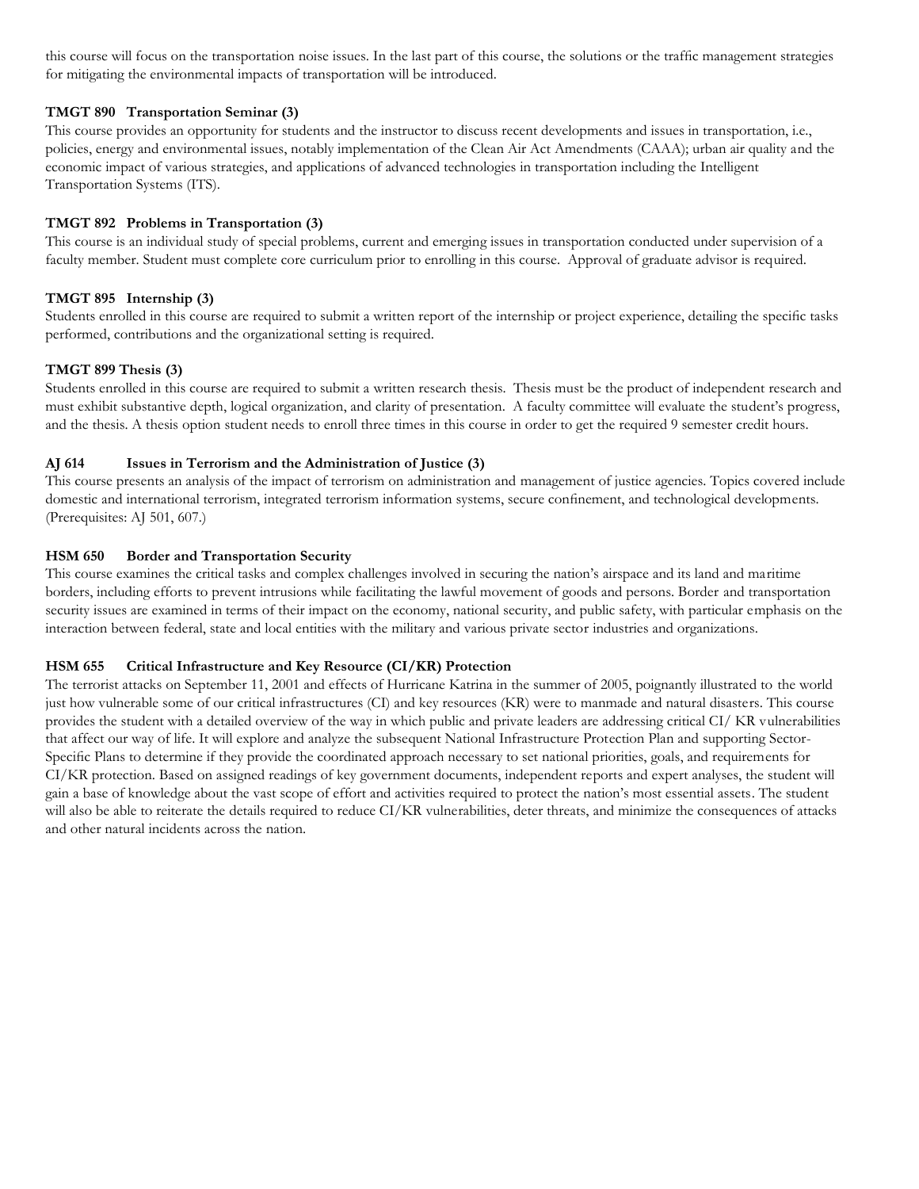this course will focus on the transportation noise issues. In the last part of this course, the solutions or the traffic management strategies for mitigating the environmental impacts of transportation will be introduced.

### TMGT 890 Transportation Seminar (3)

This course provides an opportunity for students and the instructor to discuss recent developments and issues in transportation, i.e., policies, energy and environmental issues, notably implementation of the Clean Air Act Amendments (CAAA); urban air quality and the economic impact of various strategies, and applications of advanced technologies in transportation including the Intelligent Transportation Systems (ITS).

### TMGT 892 Problems in Transportation (3)

This course is an individual study of special problems, current and emerging issues in transportation conducted under supervision of a faculty member. Student must complete core curriculum prior to enrolling in this course. Approval of graduate advisor is required.

### TMGT 895 Internship (3)

Students enrolled in this course are required to submit a written report of the internship or project experience, detailing the specific tasks performed, contributions and the organizational setting is required.

### TMGT 899 Thesis (3)

Students enrolled in this course are required to submit a written research thesis. Thesis must be the product of independent research and must exhibit substantive depth, logical organization, and clarity of presentation. A faculty committee will evaluate the student's progress, and the thesis. A thesis option student needs to enroll three times in this course in order to get the required 9 semester credit hours.

### AJ 614 Issues in Terrorism and the Administration of Justice (3)

This course presents an analysis of the impact of terrorism on administration and management of justice agencies. Topics covered include domestic and international terrorism, integrated terrorism information systems, secure confinement, and technological developments. (Prerequisites: AJ 501, 607.)

### HSM 650 Border and Transportation Security

This course examines the critical tasks and complex challenges involved in securing the nation's airspace and its land and maritime borders, including efforts to prevent intrusions while facilitating the lawful movement of goods and persons. Border and transportation security issues are examined in terms of their impact on the economy, national security, and public safety, with particular emphasis on the interaction between federal, state and local entities with the military and various private sector industries and organizations.

### HSM 655 Critical Infrastructure and Key Resource (CI/KR) Protection

The terrorist attacks on September 11, 2001 and effects of Hurricane Katrina in the summer of 2005, poignantly illustrated to the world just how vulnerable some of our critical infrastructures (CI) and key resources (KR) were to manmade and natural disasters. This course provides the student with a detailed overview of the way in which public and private leaders are addressing critical CI/ KR vulnerabilities that affect our way of life. It will explore and analyze the subsequent National Infrastructure Protection Plan and supporting Sector-Specific Plans to determine if they provide the coordinated approach necessary to set national priorities, goals, and requirements for CI/KR protection. Based on assigned readings of key government documents, independent reports and expert analyses, the student will gain a base of knowledge about the vast scope of effort and activities required to protect the nation's most essential assets. The student will also be able to reiterate the details required to reduce CI/KR vulnerabilities, deter threats, and minimize the consequences of attacks and other natural incidents across the nation.